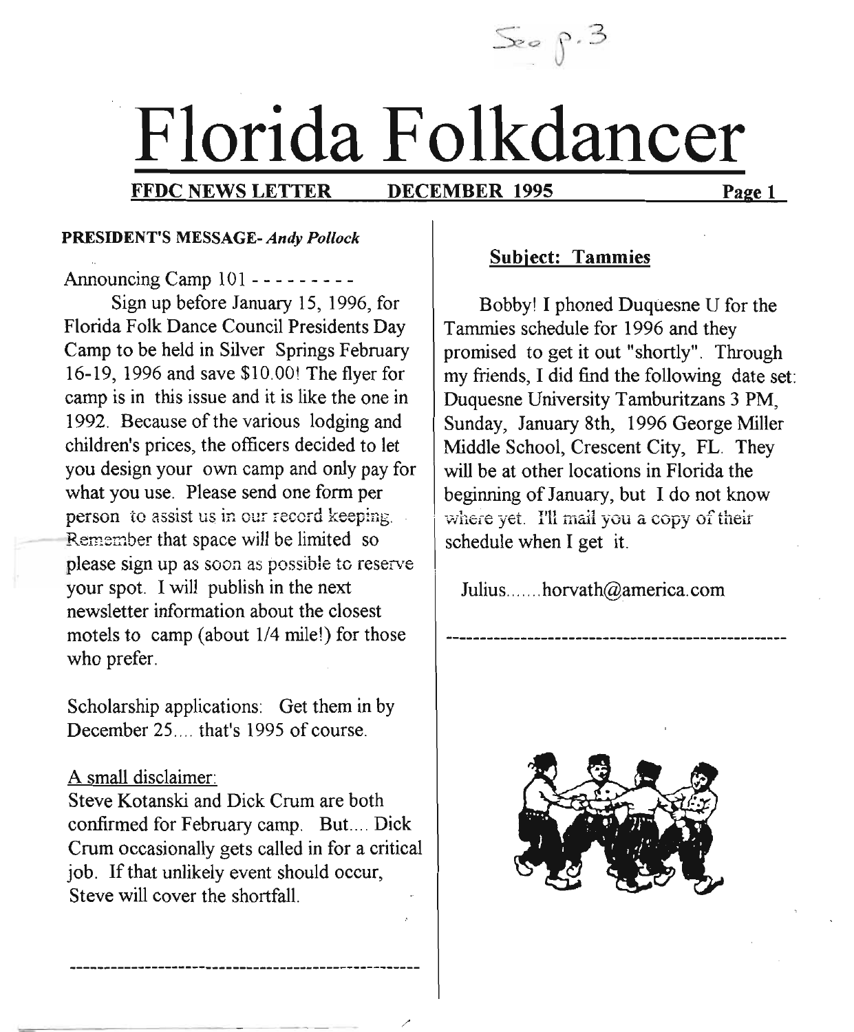See p.3

# Florida Folkdancer

**FFDC NEWS LETTER DECEMBER 1995**

## PRESIDENT'S MESSAGE- *Andy Pollock*

Announcing Camp 101 - - - - - - - - -

Sign up before January 15, 1996, for Florida Folk Dance Council Presidents Day Camp to be held in Silver Springs February 16-19, 1996 and save $10.00! The flyer for camp is in this issue and it is like the one in 1992. Because of the various lodging and children's prices, the officers decided to let you design your own camp and only pay for what you use. Please send one form per person to assist us in our record keeping. Remember that space will be limited so please sign up as soon as possible to reserve your spot. I will publish in the next newsletter information about the closest motels to camp (about 1/4 mile!) for those who prefer.

Scholarship applications: Get them in by December 25.... that's 1995 of course.

A small disclaimer:

Steve Kotanski and Dick Crum are both confirmed for February camp. But.... Dick Crum occasionally gets called in for a critical job. If that unlikely event should occur, Steve will cover the shortfall.

---

## Subject: Tammies

Bobby! I phoned Duquesne U for the Tammies schedule for 1996 and they promised to get it out "shortly". Through my friends, I did find the following date set: Duquesne University Tamburitzans 3 PM, Sunday, January 8th, 1996 George Miller Middle School, Crescent City, FL. They will be at other locations in Florida the beginning of January, but I do not know where yet. I'll mail you a copy of their schedule when I get it.

Julius.......horvath@america.com

---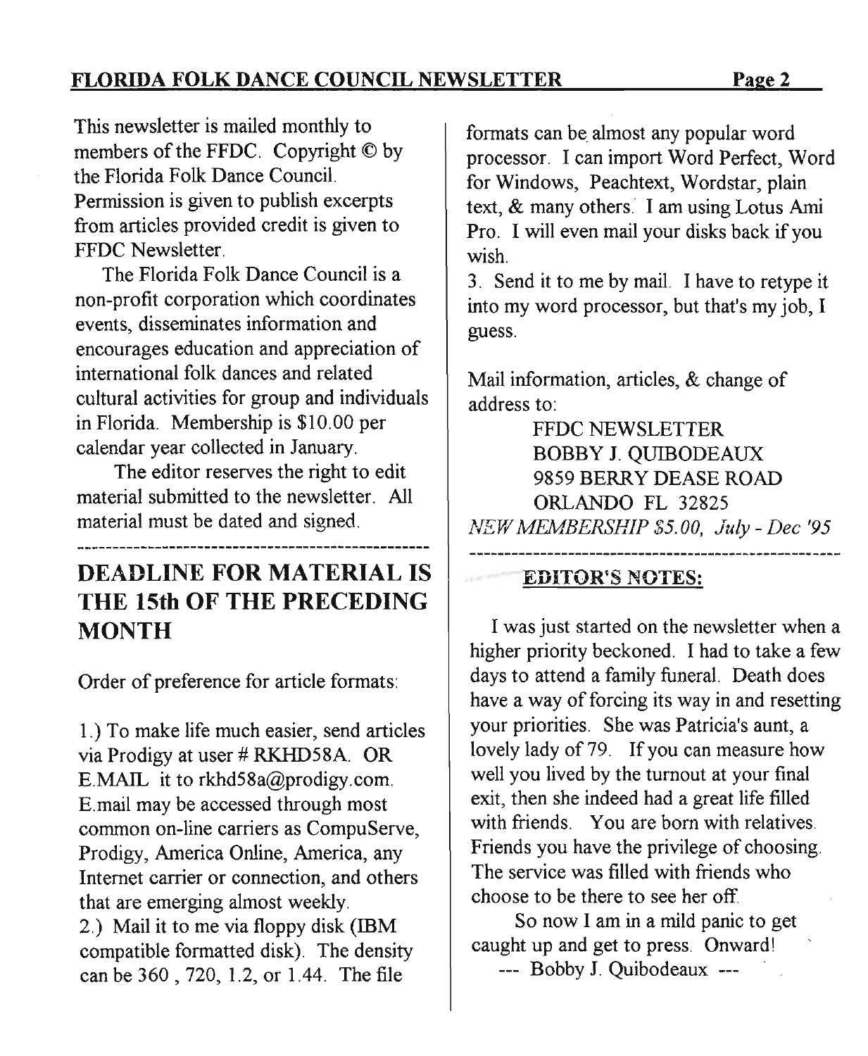This newsletter is mailed monthly to members of the FFDC. Copyright © by the Florida Folk Dance Council. Permission is given to publish excerpts from articles provided credit is given to FFDC Newsletter.

The Florida Folk Dance Council is a non-profit corporation which coordinates events, disseminates information and encourages education and appreciation of international folk dances and related cultural activities for group and individuals in Florida. Membership is $10.00 per calendar year collected in January.

The editor reserves the right to edit material submitted to the newsletter. All material must be dated and signed.

---

## DEADLINE FOR MATERIAL IS THE 15th OF THE PRECEDING MONTH

Order of preference for article formats:

1.) To make life much easier, send articles via Prodigy at user # RKHD58A. OR E.MAIL it to rkhd58a@prodigy.com. E.mail may be accessed through most common on-line carriers as CompuServe, Prodigy, America Online, America, any Internet carrier or connection, and others that are emerging almost weekly.

2.) Mail it to me via floppy disk (IBM compatible formatted disk). The density can be 360 , 720, 1.2, or 1.44. The file formats can be almost any popular word processor. I can import Word Perfect, Word for Windows, Peachtext, Wordstar, plain text, & many others. I am using Lotus Ami Pro. I will even mail your disks back if you wish.

3. Send it to me by mail. I have to retype it into my word processor, but that's my job, I guess.

Mail information, articles, & change of address to:

FFDC NEWSLETTER
BOBBY J. QUIBODEAUX
9859 BERRY DEASE ROAD
ORLANDO FL 32825

*NEW MEMBERSHIP $5.00, July - Dec '95*

---

**EDITOR'S NOTES:**

I was just started on the newsletter when a higher priority beckoned. I had to take a few days to attend a family funeral. Death does have a way of forcing its way in and resetting your priorities. She was Patricia's aunt, a lovely lady of 79. If you can measure how well you lived by the turnout at your final exit, then she indeed had a great life filled with friends. You are born with relatives. Friends you have the privilege of choosing. The service was filled with friends who choose to be there to see her off.

So now I am in a mild panic to get caught up and get to press. Onward!

--- Bobby J. Quibodeaux ---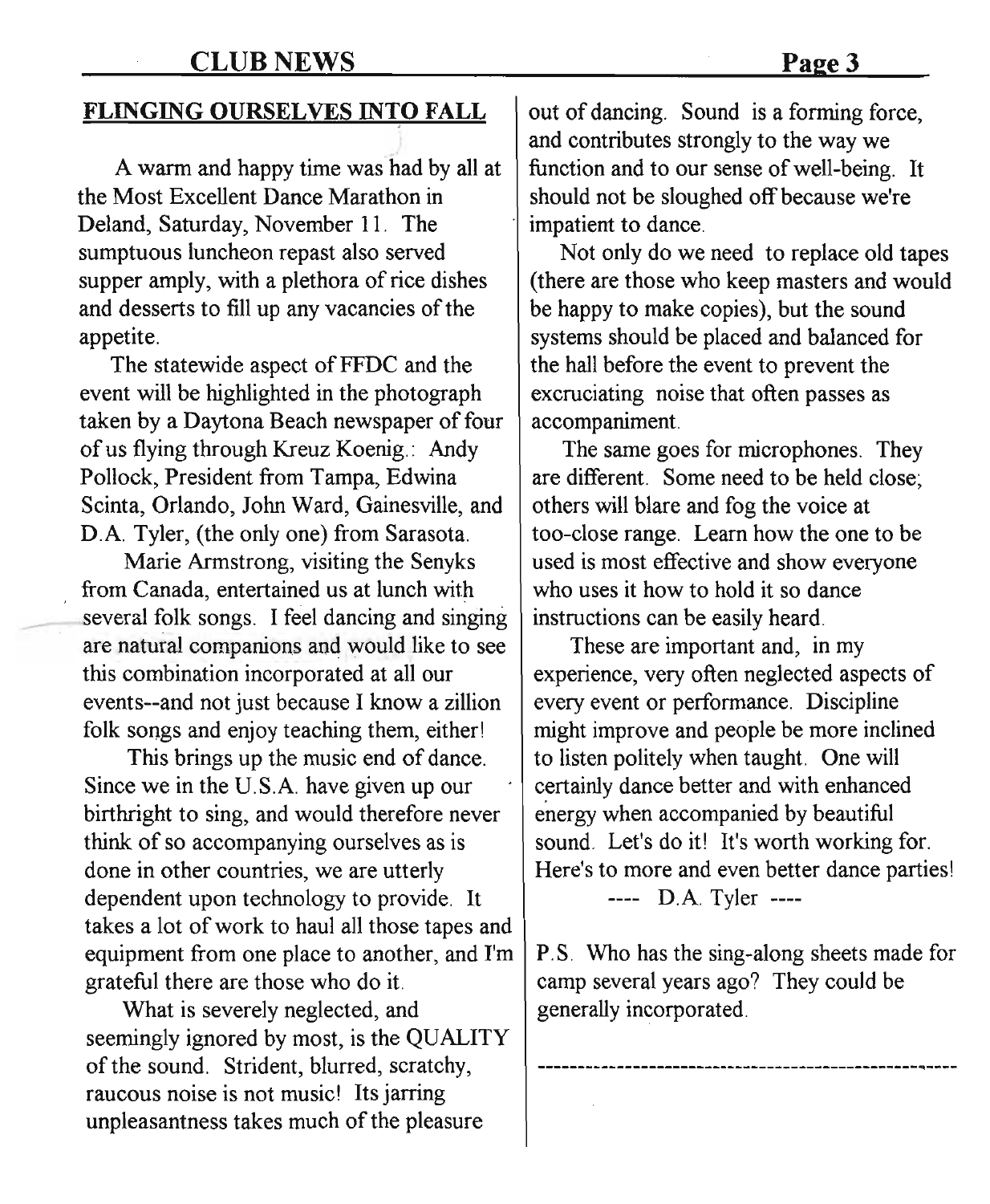## FLINGING OURSELVES INTO FALL

A warm and happy time was had by all at the Most Excellent Dance Marathon in Deland, Saturday, November 11. The sumptuous luncheon repast also served supper amply, with a plethora of rice dishes and desserts to fill up any vacancies of the appetite.

The statewide aspect of FFDC and the event will be highlighted in the photograph taken by a Daytona Beach newspaper of four of us flying through Kreuz Koenig.: Andy Pollock, President from Tampa, Edwina Scinta, Orlando, John Ward, Gainesville, and D.A. Tyler, (the only one) from Sarasota.

Marie Armstrong, visiting the Senyks from Canada, entertained us at lunch with several folk songs. I feel dancing and singing are natural companions and would like to see this combination incorporated at all our events--and not just because I know a zillion folk songs and enjoy teaching them, either!

This brings up the music end of dance. Since we in the U.S.A. have given up our birthright to sing, and would therefore never think of so accompanying ourselves as is done in other countries, we are utterly dependent upon technology to provide. It takes a lot of work to haul all those tapes and equipment from one place to another, and I'm grateful there are those who do it.

What is severely neglected, and seemingly ignored by most, is the QUALITY of the sound. Strident, blurred, scratchy, raucous noise is not music! Its jarring unpleasantness takes much of the pleasure out of dancing. Sound is a forming force, and contributes strongly to the way we function and to our sense of well-being. It should not be sloughed off because we're impatient to dance.

Not only do we need to replace old tapes (there are those who keep masters and would be happy to make copies), but the sound systems should be placed and balanced for the hall before the event to prevent the excruciating noise that often passes as accompaniment.

The same goes for microphones. They are different. Some need to be held close; others will blare and fog the voice at too-close range. Learn how the one to be used is most effective and show everyone who uses it how to hold it so dance instructions can be easily heard.

These are important and, in my experience, very often neglected aspects of every event or performance. Discipline might improve and people be more inclined to listen politely when taught. One will certainly dance better and with enhanced energy when accompanied by beautiful sound. Let's do it! It's worth working for. Here's to more and even better dance parties!

---- D.A. Tyler ----

P.S. Who has the sing-along sheets made for camp several years ago? They could be generally incorporated.

---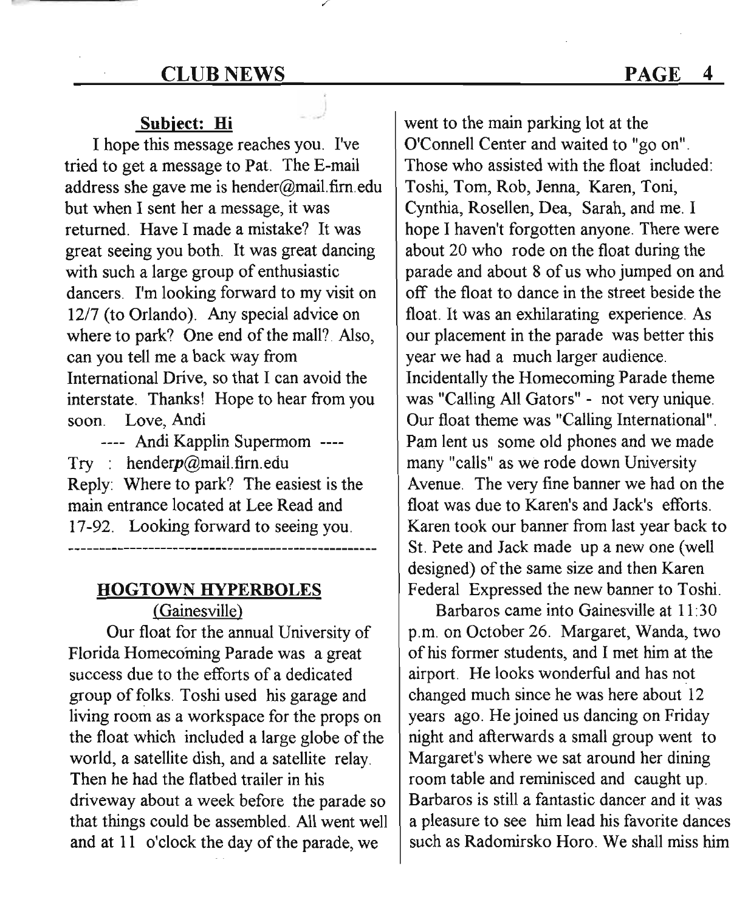### Subject: Hi

I hope this message reaches you. I've tried to get a message to Pat. The E-mail address she gave me is hender@mail.firn.edu but when I sent her a message, it was returned. Have I made a mistake? It was great seeing you both. It was great dancing with such a large group of enthusiastic dancers. I'm looking forward to my visit on 12/7 (to Orlando). Any special advice on where to park? One end of the mall? Also, can you tell me a back way from International Drive, so that I can avoid the interstate. Thanks! Hope to hear from you soon. Love, Andi

---- Andi Kapplin Supermom ----

Try : hender***p***@mail.firn.edu

Reply: Where to park? The easiest is the main entrance located at Lee Read and 17-92. Looking forward to seeing you.

---

### HOGTOWN HYPERBOLES

(Gainesville)

Our float for the annual University of Florida Homecoming Parade was a great success due to the efforts of a dedicated group of folks. Toshi used his garage and living room as a workspace for the props on the float which included a large globe of the world, a satellite dish, and a satellite relay. Then he had the flatbed trailer in his driveway about a week before the parade so that things could be assembled. All went well and at 11 o'clock the day of the parade, we went to the main parking lot at the O'Connell Center and waited to "go on". Those who assisted with the float included: Toshi, Tom, Rob, Jenna, Karen, Toni, Cynthia, Rosellen, Dea, Sarah, and me. I hope I haven't forgotten anyone. There were about 20 who rode on the float during the parade and about 8 of us who jumped on and off the float to dance in the street beside the float. It was an exhilarating experience. As our placement in the parade was better this year we had a much larger audience. Incidentally the Homecoming Parade theme was "Calling All Gators" - not very unique. Our float theme was "Calling International". Pam lent us some old phones and we made many "calls" as we rode down University Avenue. The very fine banner we had on the float was due to Karen's and Jack's efforts. Karen took our banner from last year back to St. Pete and Jack made up a new one (well designed) of the same size and then Karen Federal Expressed the new banner to Toshi.

Barbaros came into Gainesville at 11:30 p.m. on October 26. Margaret, Wanda, two of his former students, and I met him at the airport. He looks wonderful and has not changed much since he was here about 12 years ago. He joined us dancing on Friday night and afterwards a small group went to Margaret's where we sat around her dining room table and reminisced and caught up. Barbaros is still a fantastic dancer and it was a pleasure to see him lead his favorite dances such as Radomirsko Horo. We shall miss him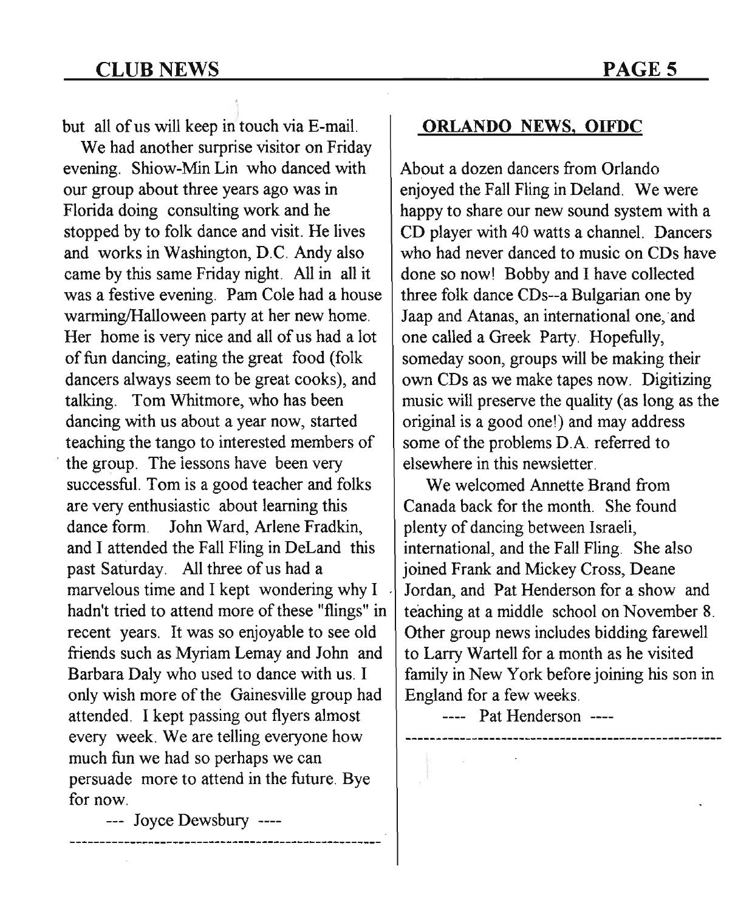but all of us will keep in touch via E-mail.

We had another surprise visitor on Friday evening. Shiow-Min Lin who danced with our group about three years ago was in Florida doing consulting work and he stopped by to folk dance and visit. He lives and works in Washington, D.C. Andy also came by this same Friday night. All in all it was a festive evening. Pam Cole had a house warming/Halloween party at her new home. Her home is very nice and all of us had a lot of fun dancing, eating the great food (folk dancers always seem to be great cooks), and talking. Tom Whitmore, who has been dancing with us about a year now, started teaching the tango to interested members of the group. The lessons have been very successful. Tom is a good teacher and folks are very enthusiastic about learning this dance form. John Ward, Arlene Fradkin, and I attended the Fall Fling in DeLand this past Saturday. All three of us had a marvelous time and I kept wondering why I hadn't tried to attend more of these "flings" in recent years. It was so enjoyable to see old friends such as Myriam Lemay and John and Barbara Daly who used to dance with us. I only wish more of the Gainesville group had attended. I kept passing out flyers almost every week. We are telling everyone how much fun we had so perhaps we can persuade more to attend in the future. Bye for now.

--- Joyce Dewsbury ----

---

## ORLANDO NEWS, OIFDC

About a dozen dancers from Orlando enjoyed the Fall Fling in Deland. We were happy to share our new sound system with a CD player with 40 watts a channel. Dancers who had never danced to music on CDs have done so now! Bobby and I have collected three folk dance CDs--a Bulgarian one by Jaap and Atanas, an international one, and one called a Greek Party. Hopefully, someday soon, groups will be making their own CDs as we make tapes now. Digitizing music will preserve the quality (as long as the original is a good one!) and may address some of the problems D.A. referred to elsewhere in this newsletter.

We welcomed Annette Brand from Canada back for the month. She found plenty of dancing between Israeli, international, and the Fall Fling. She also joined Frank and Mickey Cross, Deane Jordan, and Pat Henderson for a show and teaching at a middle school on November 8. Other group news includes bidding farewell to Larry Wartell for a month as he visited family in New York before joining his son in England for a few weeks.

---- Pat Henderson ----

---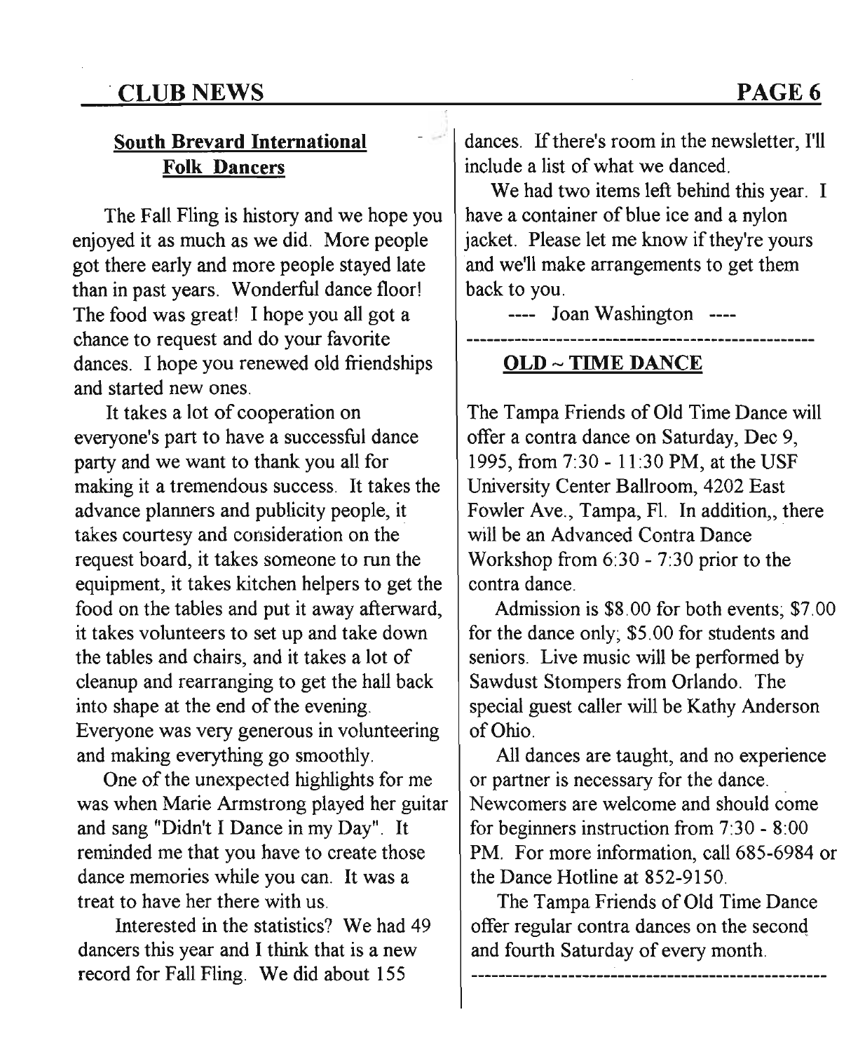## South Brevard International Folk Dancers

The Fall Fling is history and we hope you enjoyed it as much as we did. More people got there early and more people stayed late than in past years. Wonderful dance floor! The food was great! I hope you all got a chance to request and do your favorite dances. I hope you renewed old friendships and started new ones.

It takes a lot of cooperation on everyone's part to have a successful dance party and we want to thank you all for making it a tremendous success. It takes the advance planners and publicity people, it takes courtesy and consideration on the request board, it takes someone to run the equipment, it takes kitchen helpers to get the food on the tables and put it away afterward, it takes volunteers to set up and take down the tables and chairs, and it takes a lot of cleanup and rearranging to get the hall back into shape at the end of the evening. Everyone was very generous in volunteering and making everything go smoothly.

One of the unexpected highlights for me was when Marie Armstrong played her guitar and sang "Didn't I Dance in my Day". It reminded me that you have to create those dance memories while you can. It was a treat to have her there with us.

Interested in the statistics? We had 49 dancers this year and I think that is a new record for Fall Fling. We did about 155 dances. If there's room in the newsletter, I'll include a list of what we danced.

We had two items left behind this year. I have a container of blue ice and a nylon jacket. Please let me know if they're yours and we'll make arrangements to get them back to you.

---- Joan Washington ----

---

## OLD ~ TIME DANCE

The Tampa Friends of Old Time Dance will offer a contra dance on Saturday, Dec 9, 1995, from 7:30 - 11:30 PM, at the USF University Center Ballroom, 4202 East Fowler Ave., Tampa, Fl. In addition,, there will be an Advanced Contra Dance Workshop from 6:30 - 7:30 prior to the contra dance.

Admission is $8.00 for both events; $7.00 for the dance only; $5.00 for students and seniors. Live music will be performed by Sawdust Stompers from Orlando. The special guest caller will be Kathy Anderson of Ohio.

All dances are taught, and no experience or partner is necessary for the dance. Newcomers are welcome and should come for beginners instruction from 7:30 - 8:00 PM. For more information, call 685-6984 or the Dance Hotline at 852-9150.

The Tampa Friends of Old Time Dance offer regular contra dances on the second and fourth Saturday of every month.

---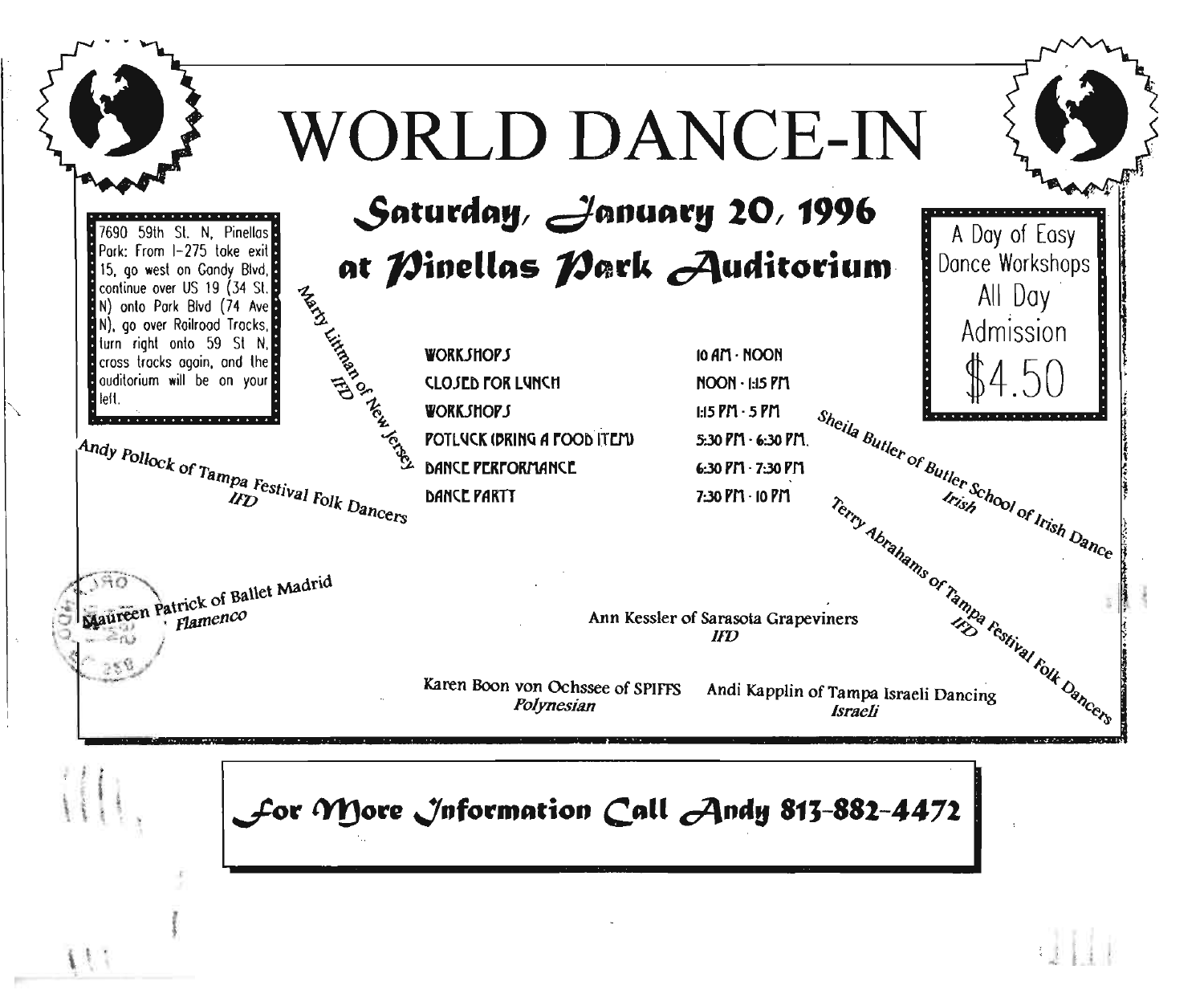# WORLD DANCE-IN

## Saturday, January 20, 1996
## at Pinellas Park Auditorium

7690 59th St. N, Pinellas Park: From I-275 take exit 15, go west on Gandy Blvd, continue over US 19 (34 St. N) onto Park Blvd (74 Ave N), go over Railroad Tracks, turn right onto 59 St N, cross tracks again, and the auditorium will be on your left.

A Day of Easy Dance Workshops
All Day
Admission
$4.50

| | |
|---|---|
| WORKSHOPS | 10 AM - NOON |
| CLOSED FOR LUNCH | NOON - 1:15 PM |
| WORKSHOPS | 1:15 PM - 5 PM |
| POTLUCK (BRING A FOOD ITEM) | 5:30 PM - 6:30 PM. |
| DANCE PERFORMANCE | 6:30 PM - 7:30 PM |
| DANCE PARTY | 7:30 PM - 10 PM |

Marty Littman of New Jersey
*IFD*

Andy Pollock of Tampa Festival Folk Dancers
*IFD*

Sheila Butler of Butler School of Irish Dance
*Irish*

Terry Abrahams of Tampa Festival Folk Dancers
*IFD*

Maureen Patrick of Ballet Madrid
*Flamenco*

Ann Kessler of Sarasota Grapeviners
*IFD*

Karen Boon von Ochssee of SPIFFS
*Polynesian*

Andi Kapplin of Tampa Israeli Dancing
*Israeli*

**For More Information Call Andy 813-882-4472**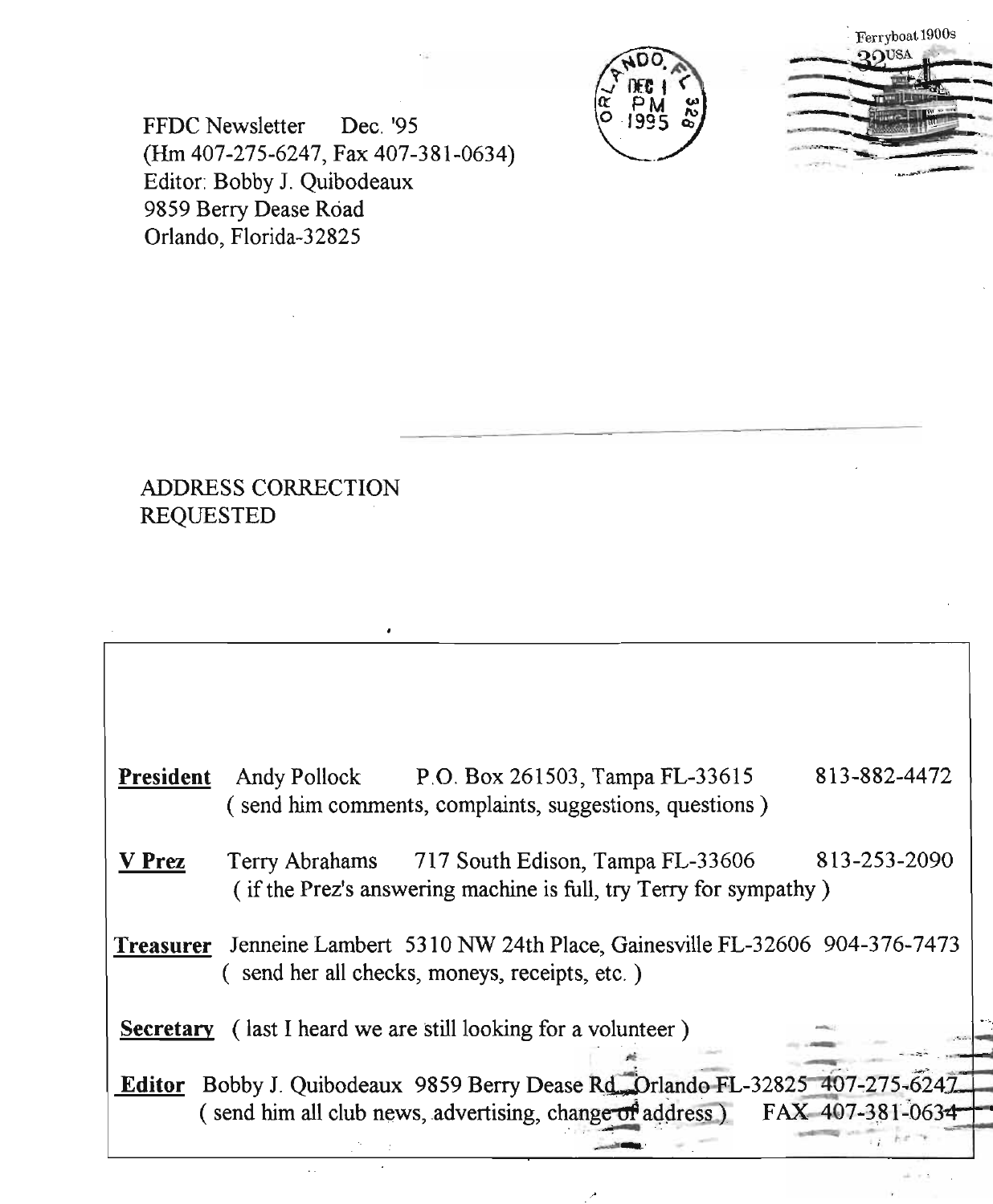FFDC Newsletter Dec. '95
(Hm 407-275-6247, Fax 407-381-0634)
Editor: Bobby J. Quibodeaux
9859 Berry Dease Road
Orlando, Florida-32825

ORLANDO, FL 328
DEC 1
PM
1995

Ferryboat 1900s
32 USA

ADDRESS CORRECTION
REQUESTED

**President** Andy Pollock P.O. Box 261503, Tampa FL-33615 813-882-4472
( send him comments, complaints, suggestions, questions )

**V Prez** Terry Abrahams 717 South Edison, Tampa FL-33606 813-253-2090
( if the Prez's answering machine is full, try Terry for sympathy )

**Treasurer** Jenneine Lambert 5310 NW 24th Place, Gainesville FL-32606 904-376-7473
( send her all checks, moneys, receipts, etc. )

**Secretary** ( last I heard we are still looking for a volunteer )

**Editor** Bobby J. Quibodeaux 9859 Berry Dease Rd. Orlando FL-32825 407-275-6247
( send him all club news, advertising, change of address ) FAX 407-381-0634